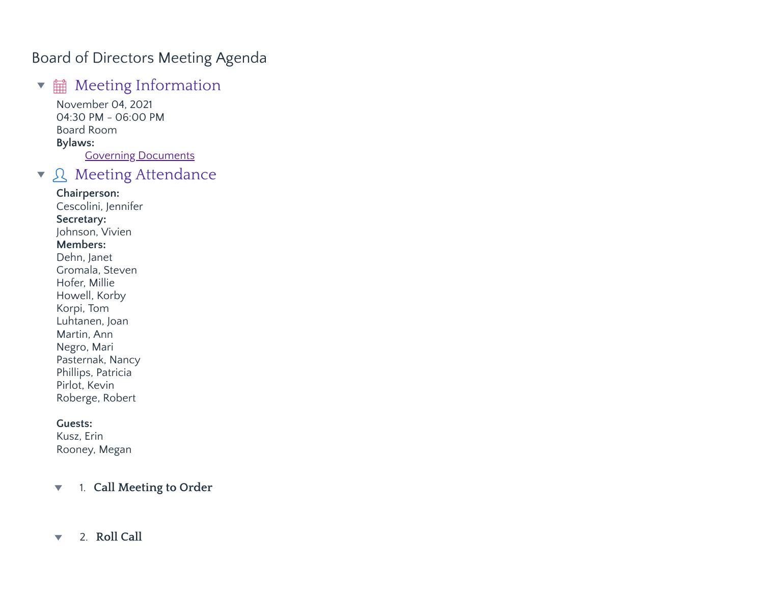# Board of Directors Meeting Agenda

## Meeting Information

November 04, 2021
04:30 PM - 06:00 PM
Board Room
**Bylaws:**
Governing Documents

## Meeting Attendance

**Chairperson:**
Cescolini, Jennifer
**Secretary:**
Johnson, Vivien
**Members:**
Dehn, Janet
Gromala, Steven
Hofer, Millie
Howell, Korby
Korpi, Tom
Luhtanen, Joan
Martin, Ann
Negro, Mari
Pasternak, Nancy
Phillips, Patricia
Pirlot, Kevin
Roberge, Robert

**Guests:**
Kusz, Erin
Rooney, Megan

### 1. Call Meeting to Order

### 2. Roll Call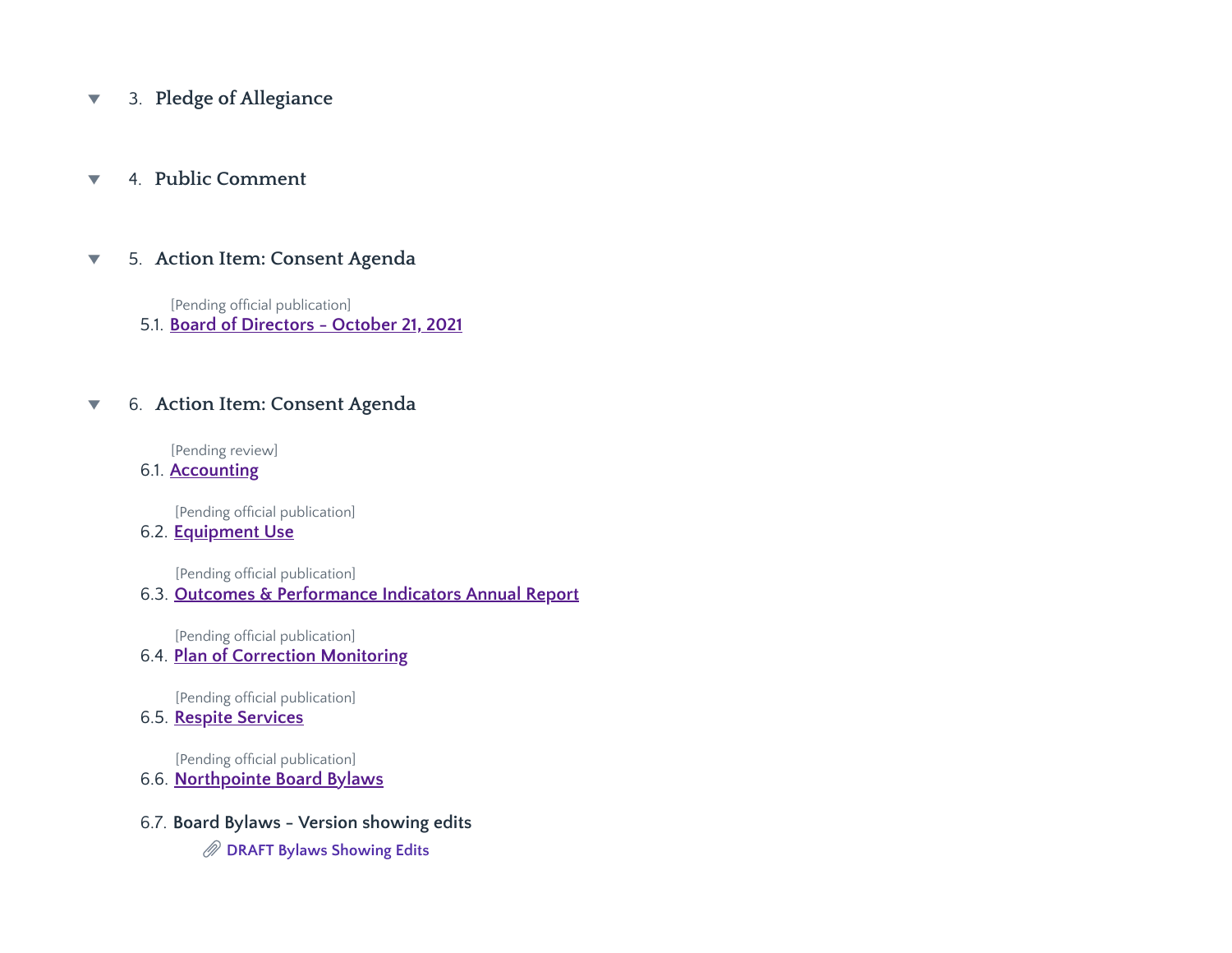### 3. Pledge of Allegiance

### 4. Public Comment

### 5. Action Item: Consent Agenda

[Pending official publication]
5.1. Board of Directors - October 21, 2021

### 6. Action Item: Consent Agenda

[Pending review]
6.1. Accounting

[Pending official publication]
6.2. Equipment Use

[Pending official publication]
6.3. Outcomes & Performance Indicators Annual Report

[Pending official publication]
6.4. Plan of Correction Monitoring

[Pending official publication]
6.5. Respite Services

[Pending official publication]
6.6. Northpointe Board Bylaws

6.7. Board Bylaws - Version showing edits
DRAFT Bylaws Showing Edits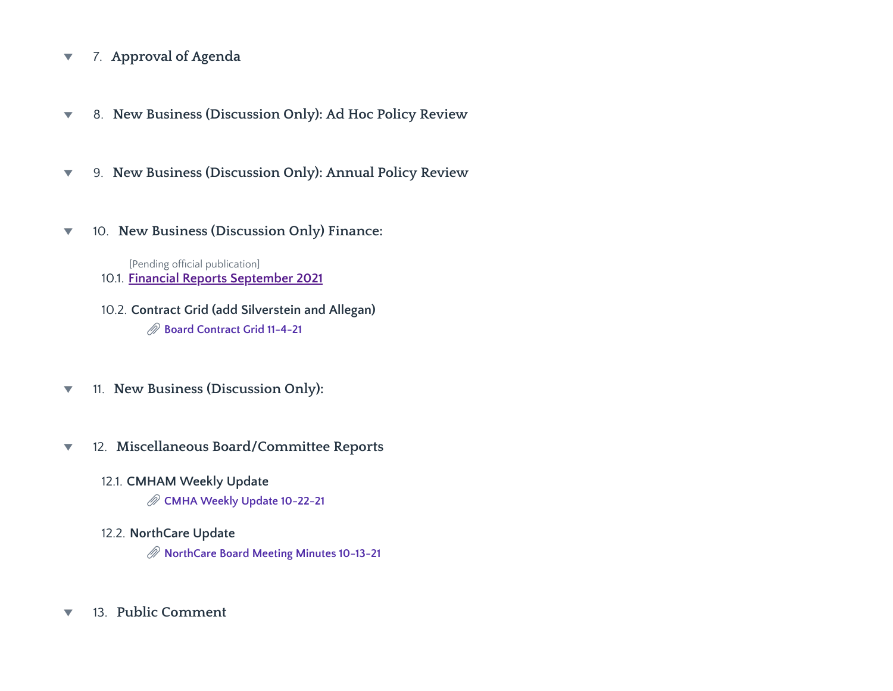## 7. Approval of Agenda

## 8. New Business (Discussion Only): Ad Hoc Policy Review

## 9. New Business (Discussion Only): Annual Policy Review

## 10. New Business (Discussion Only) Finance:

[Pending official publication]

10.1. Financial Reports September 2021

10.2. Contract Grid (add Silverstein and Allegan)

- Board Contract Grid 11-4-21

## 11. New Business (Discussion Only):

## 12. Miscellaneous Board/Committee Reports

12.1. CMHAM Weekly Update

- CMHA Weekly Update 10-22-21

12.2. NorthCare Update

- NorthCare Board Meeting Minutes 10-13-21

## 13. Public Comment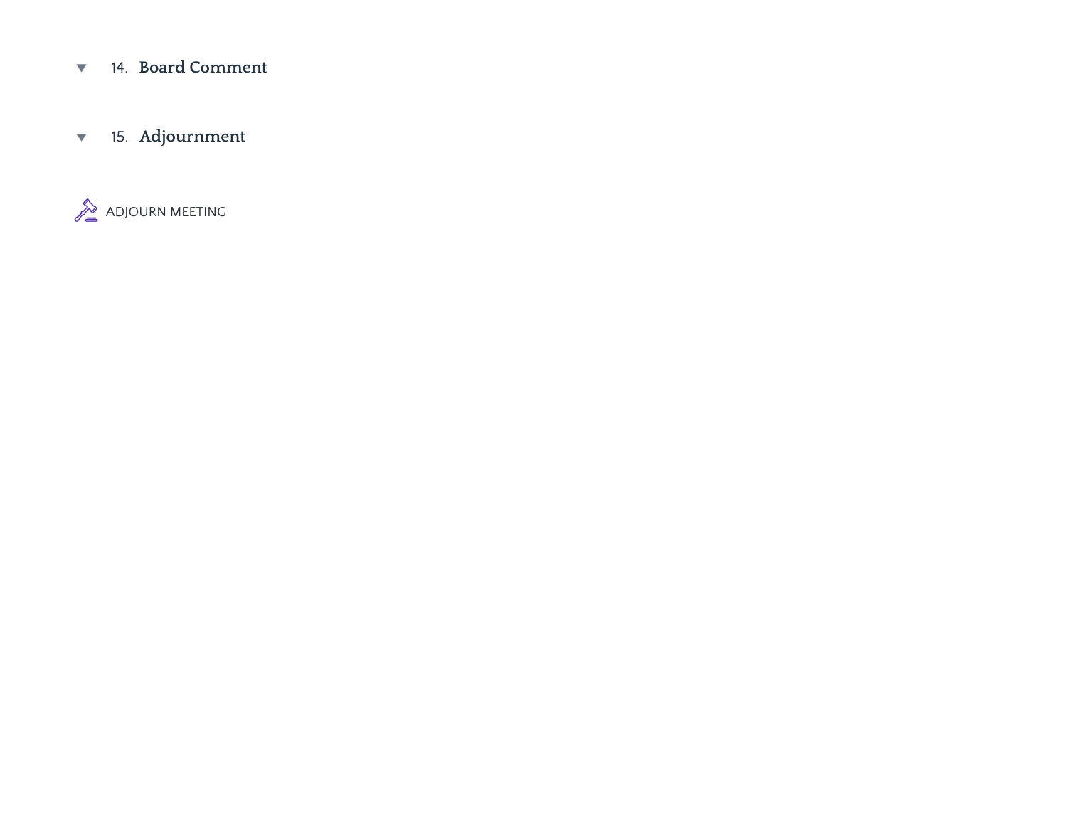14. **Board Comment**

15. **Adjournment**

ADJOURN MEETING